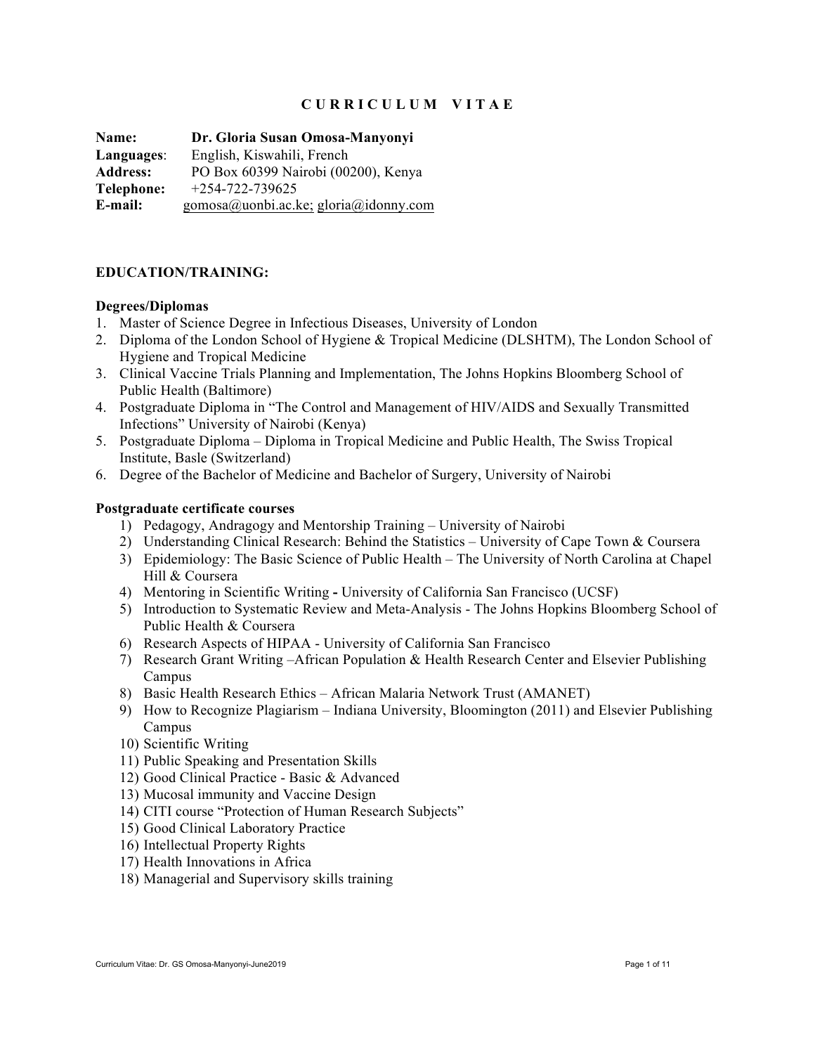# C U R R I C U L U M V I T A E

**Name:** **Dr. Gloria Susan Omosa-Manyonyi**
**Languages**: English, Kiswahili, French
**Address:** PO Box 60399 Nairobi (00200), Kenya
**Telephone:** +254-722-739625
**E-mail:** gomosa@uonbi.ac.ke; gloria@idonny.com

## EDUCATION/TRAINING:

### Degrees/Diplomas

1. Master of Science Degree in Infectious Diseases, University of London
2. Diploma of the London School of Hygiene & Tropical Medicine (DLSHTM), The London School of Hygiene and Tropical Medicine
3. Clinical Vaccine Trials Planning and Implementation, The Johns Hopkins Bloomberg School of Public Health (Baltimore)
4. Postgraduate Diploma in "The Control and Management of HIV/AIDS and Sexually Transmitted Infections" University of Nairobi (Kenya)
5. Postgraduate Diploma – Diploma in Tropical Medicine and Public Health, The Swiss Tropical Institute, Basle (Switzerland)
6. Degree of the Bachelor of Medicine and Bachelor of Surgery, University of Nairobi

### Postgraduate certificate courses

1) Pedagogy, Andragogy and Mentorship Training – University of Nairobi
2) Understanding Clinical Research: Behind the Statistics – University of Cape Town & Coursera
3) Epidemiology: The Basic Science of Public Health – The University of North Carolina at Chapel Hill & Coursera
4) Mentoring in Scientific Writing **-** University of California San Francisco (UCSF)
5) Introduction to Systematic Review and Meta-Analysis - The Johns Hopkins Bloomberg School of Public Health & Coursera
6) Research Aspects of HIPAA - University of California San Francisco
7) Research Grant Writing –African Population & Health Research Center and Elsevier Publishing Campus
8) Basic Health Research Ethics – African Malaria Network Trust (AMANET)
9) How to Recognize Plagiarism – Indiana University, Bloomington (2011) and Elsevier Publishing Campus
10) Scientific Writing
11) Public Speaking and Presentation Skills
12) Good Clinical Practice - Basic & Advanced
13) Mucosal immunity and Vaccine Design
14) CITI course "Protection of Human Research Subjects"
15) Good Clinical Laboratory Practice
16) Intellectual Property Rights
17) Health Innovations in Africa
18) Managerial and Supervisory skills training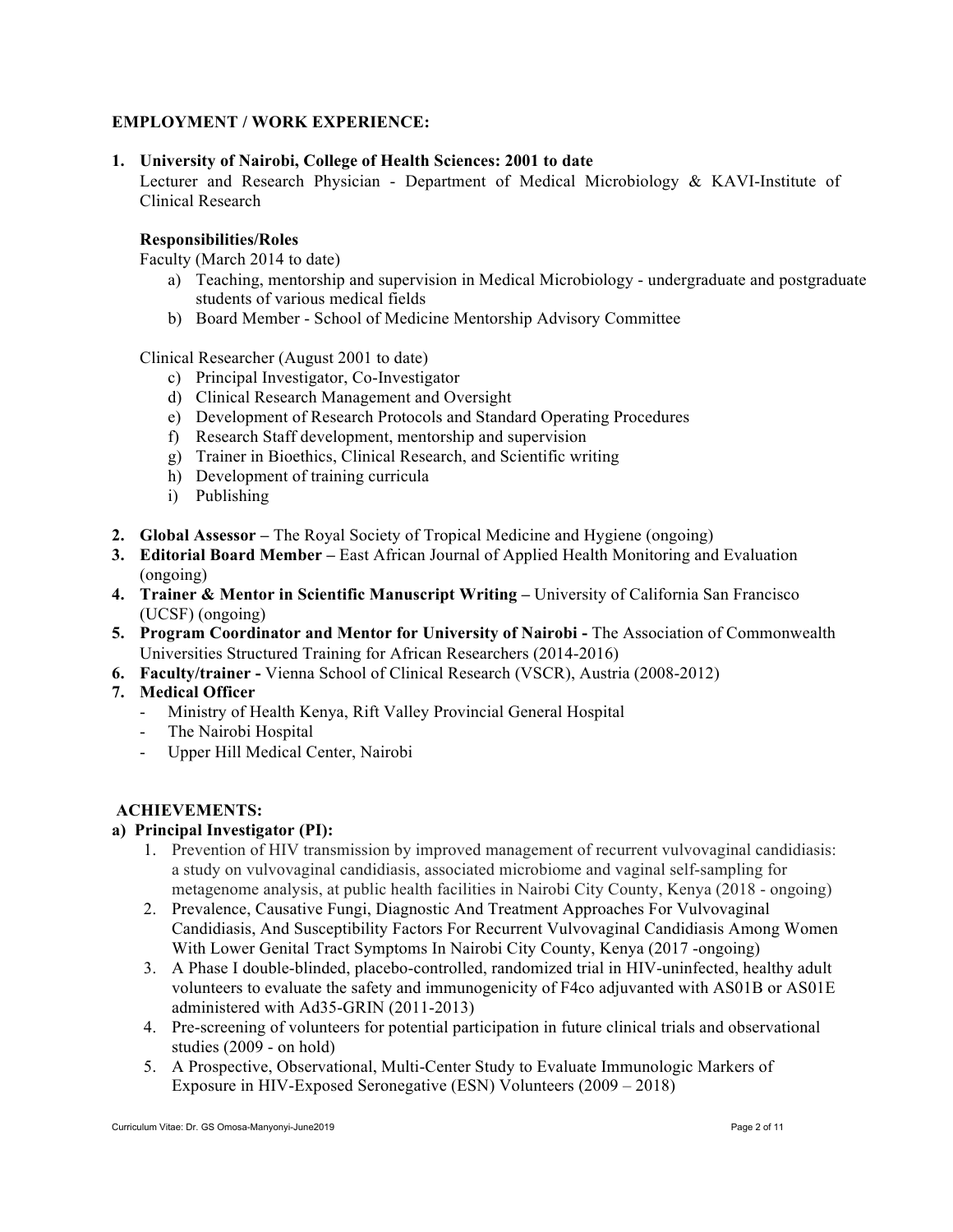**EMPLOYMENT / WORK EXPERIENCE:**

1. **University of Nairobi, College of Health Sciences: 2001 to date**
   Lecturer and Research Physician - Department of Medical Microbiology & KAVI-Institute of Clinical Research

   **Responsibilities/Roles**

   Faculty (March 2014 to date)

   a) Teaching, mentorship and supervision in Medical Microbiology - undergraduate and postgraduate students of various medical fields
   b) Board Member - School of Medicine Mentorship Advisory Committee

   Clinical Researcher (August 2001 to date)

   c) Principal Investigator, Co-Investigator
   d) Clinical Research Management and Oversight
   e) Development of Research Protocols and Standard Operating Procedures
   f) Research Staff development, mentorship and supervision
   g) Trainer in Bioethics, Clinical Research, and Scientific writing
   h) Development of training curricula
   i) Publishing

2. **Global Assessor –** The Royal Society of Tropical Medicine and Hygiene (ongoing)
3. **Editorial Board Member –** East African Journal of Applied Health Monitoring and Evaluation (ongoing)
4. **Trainer & Mentor in Scientific Manuscript Writing –** University of California San Francisco (UCSF) (ongoing)
5. **Program Coordinator and Mentor for University of Nairobi -** The Association of Commonwealth Universities Structured Training for African Researchers (2014-2016)
6. **Faculty/trainer -** Vienna School of Clinical Research (VSCR), Austria (2008-2012)
7. **Medical Officer**
   - Ministry of Health Kenya, Rift Valley Provincial General Hospital
   - The Nairobi Hospital
   - Upper Hill Medical Center, Nairobi

**ACHIEVEMENTS:**

**a) Principal Investigator (PI):**

1. Prevention of HIV transmission by improved management of recurrent vulvovaginal candidiasis: a study on vulvovaginal candidiasis, associated microbiome and vaginal self-sampling for metagenome analysis, at public health facilities in Nairobi City County, Kenya (2018 - ongoing)
2. Prevalence, Causative Fungi, Diagnostic And Treatment Approaches For Vulvovaginal Candidiasis, And Susceptibility Factors For Recurrent Vulvovaginal Candidiasis Among Women With Lower Genital Tract Symptoms In Nairobi City County, Kenya (2017 -ongoing)
3. A Phase I double-blinded, placebo-controlled, randomized trial in HIV-uninfected, healthy adult volunteers to evaluate the safety and immunogenicity of F4co adjuvanted with AS01B or AS01E administered with Ad35-GRIN (2011-2013)
4. Pre-screening of volunteers for potential participation in future clinical trials and observational studies (2009 - on hold)
5. A Prospective, Observational, Multi-Center Study to Evaluate Immunologic Markers of Exposure in HIV-Exposed Seronegative (ESN) Volunteers (2009 – 2018)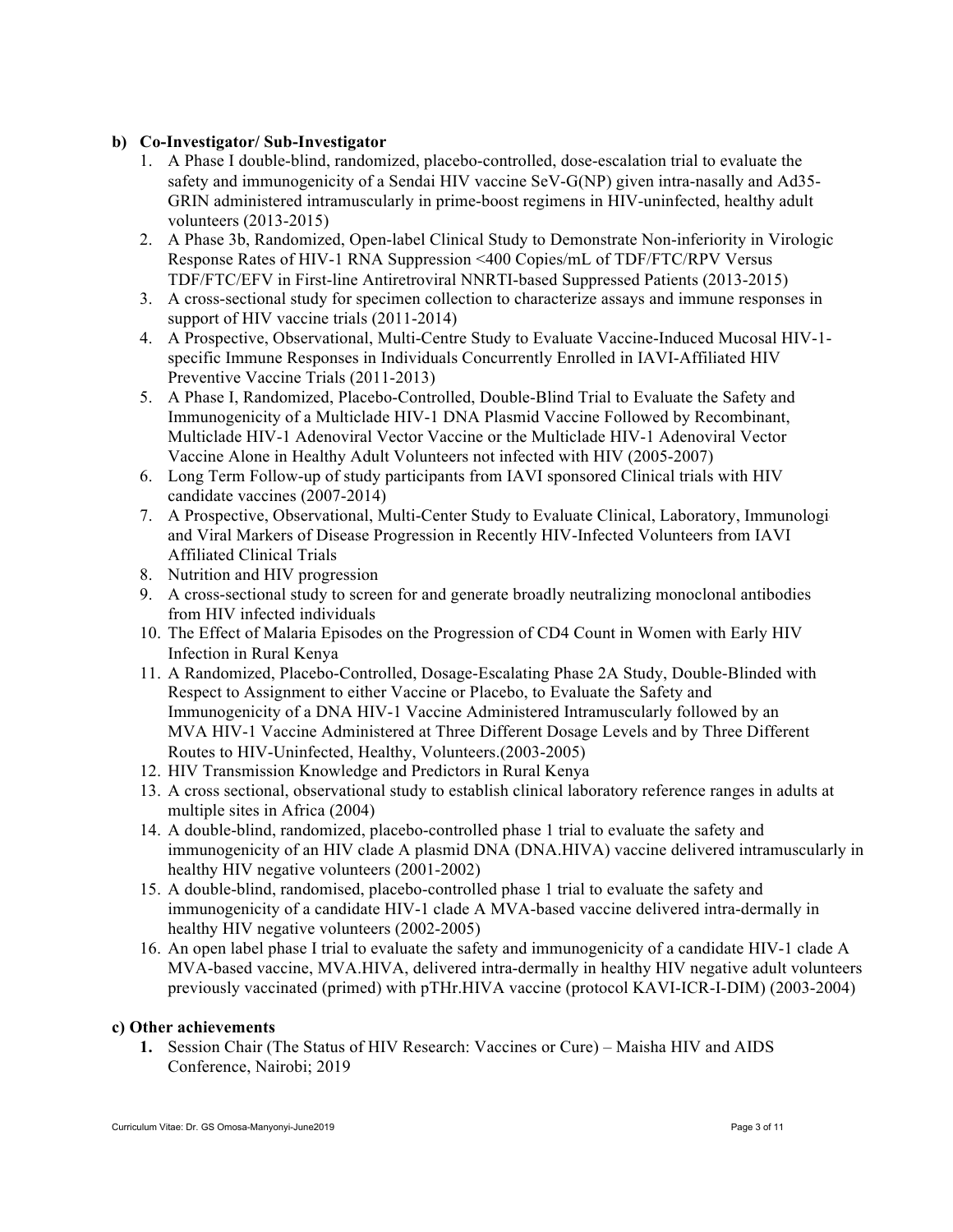**b) Co-Investigator/ Sub-Investigator**

1. A Phase I double-blind, randomized, placebo-controlled, dose-escalation trial to evaluate the safety and immunogenicity of a Sendai HIV vaccine SeV-G(NP) given intra-nasally and Ad35-GRIN administered intramuscularly in prime-boost regimens in HIV-uninfected, healthy adult volunteers (2013-2015)
2. A Phase 3b, Randomized, Open-label Clinical Study to Demonstrate Non-inferiority in Virologic Response Rates of HIV-1 RNA Suppression <400 Copies/mL of TDF/FTC/RPV Versus TDF/FTC/EFV in First-line Antiretroviral NNRTI-based Suppressed Patients (2013-2015)
3. A cross-sectional study for specimen collection to characterize assays and immune responses in support of HIV vaccine trials (2011-2014)
4. A Prospective, Observational, Multi-Centre Study to Evaluate Vaccine-Induced Mucosal HIV-1-specific Immune Responses in Individuals Concurrently Enrolled in IAVI-Affiliated HIV Preventive Vaccine Trials (2011-2013)
5. A Phase I, Randomized, Placebo-Controlled, Double-Blind Trial to Evaluate the Safety and Immunogenicity of a Multiclade HIV-1 DNA Plasmid Vaccine Followed by Recombinant, Multiclade HIV-1 Adenoviral Vector Vaccine or the Multiclade HIV-1 Adenoviral Vector Vaccine Alone in Healthy Adult Volunteers not infected with HIV (2005-2007)
6. Long Term Follow-up of study participants from IAVI sponsored Clinical trials with HIV candidate vaccines (2007-2014)
7. A Prospective, Observational, Multi-Center Study to Evaluate Clinical, Laboratory, Immunologi and Viral Markers of Disease Progression in Recently HIV-Infected Volunteers from IAVI Affiliated Clinical Trials
8. Nutrition and HIV progression
9. A cross-sectional study to screen for and generate broadly neutralizing monoclonal antibodies from HIV infected individuals
10. The Effect of Malaria Episodes on the Progression of CD4 Count in Women with Early HIV Infection in Rural Kenya
11. A Randomized, Placebo-Controlled, Dosage-Escalating Phase 2A Study, Double-Blinded with Respect to Assignment to either Vaccine or Placebo, to Evaluate the Safety and Immunogenicity of a DNA HIV-1 Vaccine Administered Intramuscularly followed by an MVA HIV-1 Vaccine Administered at Three Different Dosage Levels and by Three Different Routes to HIV-Uninfected, Healthy, Volunteers.(2003-2005)
12. HIV Transmission Knowledge and Predictors in Rural Kenya
13. A cross sectional, observational study to establish clinical laboratory reference ranges in adults at multiple sites in Africa (2004)
14. A double-blind, randomized, placebo-controlled phase 1 trial to evaluate the safety and immunogenicity of an HIV clade A plasmid DNA (DNA.HIVA) vaccine delivered intramuscularly in healthy HIV negative volunteers (2001-2002)
15. A double-blind, randomised, placebo-controlled phase 1 trial to evaluate the safety and immunogenicity of a candidate HIV-1 clade A MVA-based vaccine delivered intra-dermally in healthy HIV negative volunteers (2002-2005)
16. An open label phase I trial to evaluate the safety and immunogenicity of a candidate HIV-1 clade A MVA-based vaccine, MVA.HIVA, delivered intra-dermally in healthy HIV negative adult volunteers previously vaccinated (primed) with pTHr.HIVA vaccine (protocol KAVI-ICR-I-DIM) (2003-2004)

**c) Other achievements**

1. Session Chair (The Status of HIV Research: Vaccines or Cure) – Maisha HIV and AIDS Conference, Nairobi; 2019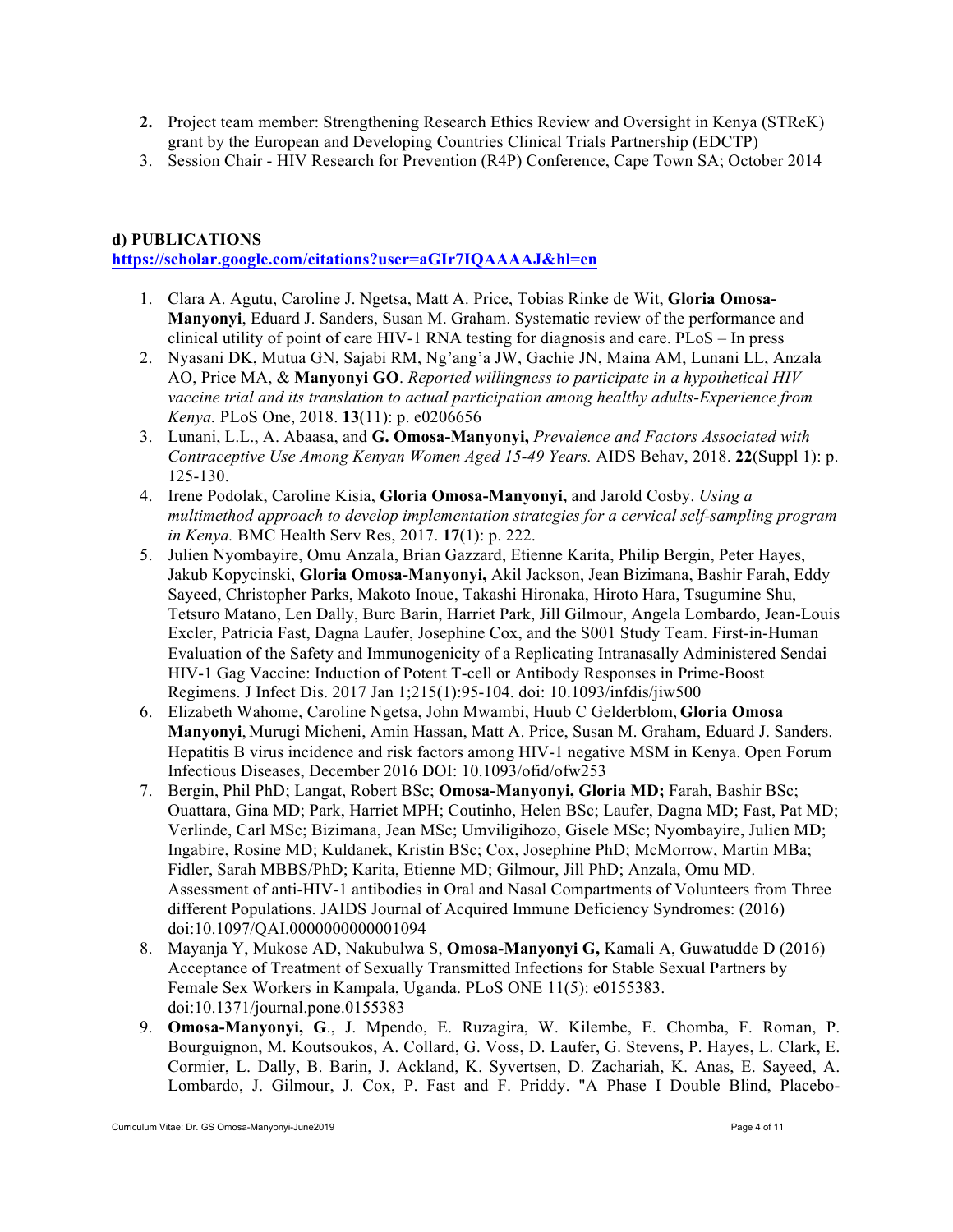2. Project team member: Strengthening Research Ethics Review and Oversight in Kenya (STReK) grant by the European and Developing Countries Clinical Trials Partnership (EDCTP)
3. Session Chair - HIV Research for Prevention (R4P) Conference, Cape Town SA; October 2014

**d) PUBLICATIONS**

https://scholar.google.com/citations?user=aGIr7IQAAAAJ&hl=en

1. Clara A. Agutu, Caroline J. Ngetsa, Matt A. Price, Tobias Rinke de Wit, **Gloria Omosa-Manyonyi**, Eduard J. Sanders, Susan M. Graham. Systematic review of the performance and clinical utility of point of care HIV-1 RNA testing for diagnosis and care. PLoS – In press
2. Nyasani DK, Mutua GN, Sajabi RM, Ng'ang'a JW, Gachie JN, Maina AM, Lunani LL, Anzala AO, Price MA, & **Manyonyi GO**. *Reported willingness to participate in a hypothetical HIV vaccine trial and its translation to actual participation among healthy adults-Experience from Kenya.* PLoS One, 2018. **13**(11): p. e0206656
3. Lunani, L.L., A. Abaasa, and **G. Omosa-Manyonyi,** *Prevalence and Factors Associated with Contraceptive Use Among Kenyan Women Aged 15-49 Years.* AIDS Behav, 2018. **22**(Suppl 1): p. 125-130.
4. Irene Podolak, Caroline Kisia, **Gloria Omosa-Manyonyi,** and Jarold Cosby. *Using a multimethod approach to develop implementation strategies for a cervical self-sampling program in Kenya.* BMC Health Serv Res, 2017. **17**(1): p. 222.
5. Julien Nyombayire, Omu Anzala, Brian Gazzard, Etienne Karita, Philip Bergin, Peter Hayes, Jakub Kopycinski, **Gloria Omosa-Manyonyi,** Akil Jackson, Jean Bizimana, Bashir Farah, Eddy Sayeed, Christopher Parks, Makoto Inoue, Takashi Hironaka, Hiroto Hara, Tsugumine Shu, Tetsuro Matano, Len Dally, Burc Barin, Harriet Park, Jill Gilmour, Angela Lombardo, Jean-Louis Excler, Patricia Fast, Dagna Laufer, Josephine Cox, and the S001 Study Team. First-in-Human Evaluation of the Safety and Immunogenicity of a Replicating Intranasally Administered Sendai HIV-1 Gag Vaccine: Induction of Potent T-cell or Antibody Responses in Prime-Boost Regimens. J Infect Dis. 2017 Jan 1;215(1):95-104. doi: 10.1093/infdis/jiw500
6. Elizabeth Wahome, Caroline Ngetsa, John Mwambi, Huub C Gelderblom, **Gloria Omosa Manyonyi**, Murugi Micheni, Amin Hassan, Matt A. Price, Susan M. Graham, Eduard J. Sanders. Hepatitis B virus incidence and risk factors among HIV-1 negative MSM in Kenya. Open Forum Infectious Diseases, December 2016 DOI: 10.1093/ofid/ofw253
7. Bergin, Phil PhD; Langat, Robert BSc; **Omosa-Manyonyi, Gloria MD;** Farah, Bashir BSc; Ouattara, Gina MD; Park, Harriet MPH; Coutinho, Helen BSc; Laufer, Dagna MD; Fast, Pat MD; Verlinde, Carl MSc; Bizimana, Jean MSc; Umviligihozo, Gisele MSc; Nyombayire, Julien MD; Ingabire, Rosine MD; Kuldanek, Kristin BSc; Cox, Josephine PhD; McMorrow, Martin MBa; Fidler, Sarah MBBS/PhD; Karita, Etienne MD; Gilmour, Jill PhD; Anzala, Omu MD. Assessment of anti-HIV-1 antibodies in Oral and Nasal Compartments of Volunteers from Three different Populations. JAIDS Journal of Acquired Immune Deficiency Syndromes: (2016) doi:10.1097/QAI.0000000000001094
8. Mayanja Y, Mukose AD, Nakubulwa S, **Omosa-Manyonyi G,** Kamali A, Guwatudde D (2016) Acceptance of Treatment of Sexually Transmitted Infections for Stable Sexual Partners by Female Sex Workers in Kampala, Uganda. PLoS ONE 11(5): e0155383. doi:10.1371/journal.pone.0155383
9. **Omosa-Manyonyi, G**., J. Mpendo, E. Ruzagira, W. Kilembe, E. Chomba, F. Roman, P. Bourguignon, M. Koutsoukos, A. Collard, G. Voss, D. Laufer, G. Stevens, P. Hayes, L. Clark, E. Cormier, L. Dally, B. Barin, J. Ackland, K. Syvertsen, D. Zachariah, K. Anas, E. Sayeed, A. Lombardo, J. Gilmour, J. Cox, P. Fast and F. Priddy. "A Phase I Double Blind, Placebo-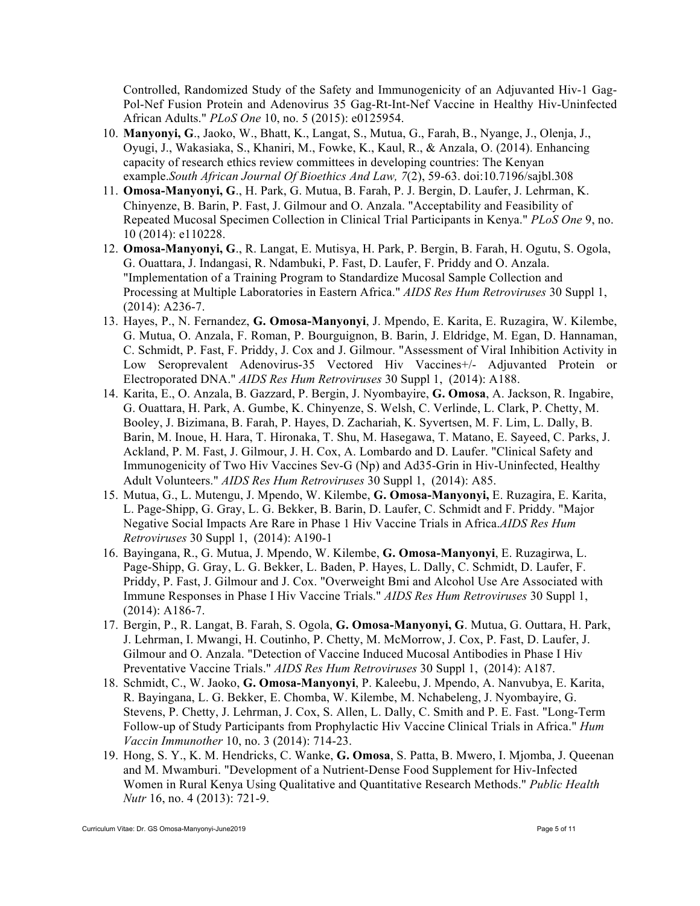Controlled, Randomized Study of the Safety and Immunogenicity of an Adjuvanted Hiv-1 Gag-Pol-Nef Fusion Protein and Adenovirus 35 Gag-Rt-Int-Nef Vaccine in Healthy Hiv-Uninfected African Adults." *PLoS One* 10, no. 5 (2015): e0125954.

10. **Manyonyi, G**., Jaoko, W., Bhatt, K., Langat, S., Mutua, G., Farah, B., Nyange, J., Olenja, J., Oyugi, J., Wakasiaka, S., Khaniri, M., Fowke, K., Kaul, R., & Anzala, O. (2014). Enhancing capacity of research ethics review committees in developing countries: The Kenyan example.*South African Journal Of Bioethics And Law, 7*(2), 59-63. doi:10.7196/sajbl.308
11. **Omosa-Manyonyi, G**., H. Park, G. Mutua, B. Farah, P. J. Bergin, D. Laufer, J. Lehrman, K. Chinyenze, B. Barin, P. Fast, J. Gilmour and O. Anzala. "Acceptability and Feasibility of Repeated Mucosal Specimen Collection in Clinical Trial Participants in Kenya." *PLoS One* 9, no. 10 (2014): e110228.
12. **Omosa-Manyonyi, G**., R. Langat, E. Mutisya, H. Park, P. Bergin, B. Farah, H. Ogutu, S. Ogola, G. Ouattara, J. Indangasi, R. Ndambuki, P. Fast, D. Laufer, F. Priddy and O. Anzala. "Implementation of a Training Program to Standardize Mucosal Sample Collection and Processing at Multiple Laboratories in Eastern Africa." *AIDS Res Hum Retroviruses* 30 Suppl 1, (2014): A236-7.
13. Hayes, P., N. Fernandez, **G. Omosa-Manyonyi**, J. Mpendo, E. Karita, E. Ruzagira, W. Kilembe, G. Mutua, O. Anzala, F. Roman, P. Bourguignon, B. Barin, J. Eldridge, M. Egan, D. Hannaman, C. Schmidt, P. Fast, F. Priddy, J. Cox and J. Gilmour. "Assessment of Viral Inhibition Activity in Low Seroprevalent Adenovirus-35 Vectored Hiv Vaccines+/- Adjuvanted Protein or Electroporated DNA." *AIDS Res Hum Retroviruses* 30 Suppl 1, (2014): A188.
14. Karita, E., O. Anzala, B. Gazzard, P. Bergin, J. Nyombayire, **G. Omosa**, A. Jackson, R. Ingabire, G. Ouattara, H. Park, A. Gumbe, K. Chinyenze, S. Welsh, C. Verlinde, L. Clark, P. Chetty, M. Booley, J. Bizimana, B. Farah, P. Hayes, D. Zachariah, K. Syvertsen, M. F. Lim, L. Dally, B. Barin, M. Inoue, H. Hara, T. Hironaka, T. Shu, M. Hasegawa, T. Matano, E. Sayeed, C. Parks, J. Ackland, P. M. Fast, J. Gilmour, J. H. Cox, A. Lombardo and D. Laufer. "Clinical Safety and Immunogenicity of Two Hiv Vaccines Sev-G (Np) and Ad35-Grin in Hiv-Uninfected, Healthy Adult Volunteers." *AIDS Res Hum Retroviruses* 30 Suppl 1, (2014): A85.
15. Mutua, G., L. Mutengu, J. Mpendo, W. Kilembe, **G. Omosa-Manyonyi,** E. Ruzagira, E. Karita, L. Page-Shipp, G. Gray, L. G. Bekker, B. Barin, D. Laufer, C. Schmidt and F. Priddy. "Major Negative Social Impacts Are Rare in Phase 1 Hiv Vaccine Trials in Africa.*AIDS Res Hum Retroviruses* 30 Suppl 1, (2014): A190-1
16. Bayingana, R., G. Mutua, J. Mpendo, W. Kilembe, **G. Omosa-Manyonyi**, E. Ruzagirwa, L. Page-Shipp, G. Gray, L. G. Bekker, L. Baden, P. Hayes, L. Dally, C. Schmidt, D. Laufer, F. Priddy, P. Fast, J. Gilmour and J. Cox. "Overweight Bmi and Alcohol Use Are Associated with Immune Responses in Phase I Hiv Vaccine Trials." *AIDS Res Hum Retroviruses* 30 Suppl 1, (2014): A186-7.
17. Bergin, P., R. Langat, B. Farah, S. Ogola, **G. Omosa-Manyonyi, G**. Mutua, G. Outtara, H. Park, J. Lehrman, I. Mwangi, H. Coutinho, P. Chetty, M. McMorrow, J. Cox, P. Fast, D. Laufer, J. Gilmour and O. Anzala. "Detection of Vaccine Induced Mucosal Antibodies in Phase I Hiv Preventative Vaccine Trials." *AIDS Res Hum Retroviruses* 30 Suppl 1, (2014): A187.
18. Schmidt, C., W. Jaoko, **G. Omosa-Manyonyi**, P. Kaleebu, J. Mpendo, A. Nanvubya, E. Karita, R. Bayingana, L. G. Bekker, E. Chomba, W. Kilembe, M. Nchabeleng, J. Nyombayire, G. Stevens, P. Chetty, J. Lehrman, J. Cox, S. Allen, L. Dally, C. Smith and P. E. Fast. "Long-Term Follow-up of Study Participants from Prophylactic Hiv Vaccine Clinical Trials in Africa." *Hum Vaccin Immunother* 10, no. 3 (2014): 714-23.
19. Hong, S. Y., K. M. Hendricks, C. Wanke, **G. Omosa**, S. Patta, B. Mwero, I. Mjomba, J. Queenan and M. Mwamburi. "Development of a Nutrient-Dense Food Supplement for Hiv-Infected Women in Rural Kenya Using Qualitative and Quantitative Research Methods." *Public Health Nutr* 16, no. 4 (2013): 721-9.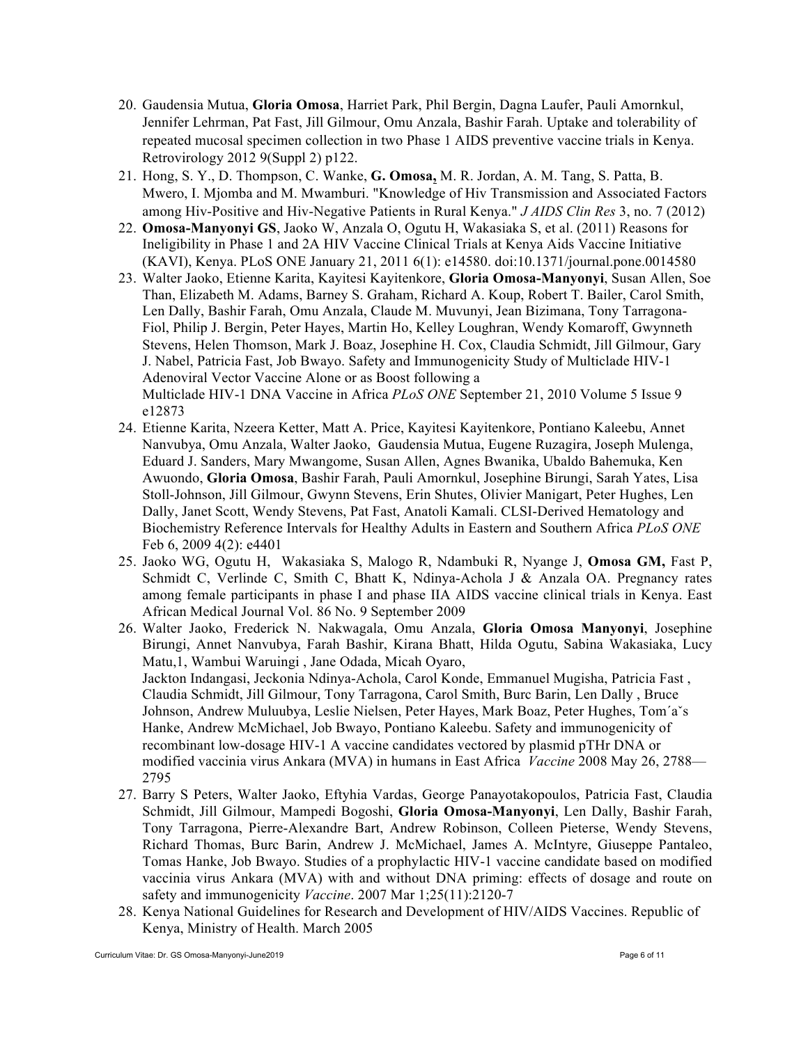20. Gaudensia Mutua, **Gloria Omosa**, Harriet Park, Phil Bergin, Dagna Laufer, Pauli Amornkul, Jennifer Lehrman, Pat Fast, Jill Gilmour, Omu Anzala, Bashir Farah. Uptake and tolerability of repeated mucosal specimen collection in two Phase 1 AIDS preventive vaccine trials in Kenya. Retrovirology 2012 9(Suppl 2) p122.
21. Hong, S. Y., D. Thompson, C. Wanke, **G. Omosa,** M. R. Jordan, A. M. Tang, S. Patta, B. Mwero, I. Mjomba and M. Mwamburi. "Knowledge of Hiv Transmission and Associated Factors among Hiv-Positive and Hiv-Negative Patients in Rural Kenya." *J AIDS Clin Res* 3, no. 7 (2012)
22. **Omosa-Manyonyi GS**, Jaoko W, Anzala O, Ogutu H, Wakasiaka S, et al. (2011) Reasons for Ineligibility in Phase 1 and 2A HIV Vaccine Clinical Trials at Kenya Aids Vaccine Initiative (KAVI), Kenya. PLoS ONE January 21, 2011 6(1): e14580. doi:10.1371/journal.pone.0014580
23. Walter Jaoko, Etienne Karita, Kayitesi Kayitenkore, **Gloria Omosa-Manyonyi**, Susan Allen, Soe Than, Elizabeth M. Adams, Barney S. Graham, Richard A. Koup, Robert T. Bailer, Carol Smith, Len Dally, Bashir Farah, Omu Anzala, Claude M. Muvunyi, Jean Bizimana, Tony Tarragona-Fiol, Philip J. Bergin, Peter Hayes, Martin Ho, Kelley Loughran, Wendy Komaroff, Gwynneth Stevens, Helen Thomson, Mark J. Boaz, Josephine H. Cox, Claudia Schmidt, Jill Gilmour, Gary J. Nabel, Patricia Fast, Job Bwayo. Safety and Immunogenicity Study of Multiclade HIV-1 Adenoviral Vector Vaccine Alone or as Boost following a Multiclade HIV-1 DNA Vaccine in Africa *PLoS ONE* September 21, 2010 Volume 5 Issue 9 e12873
24. Etienne Karita, Nzeera Ketter, Matt A. Price, Kayitesi Kayitenkore, Pontiano Kaleebu, Annet Nanvubya, Omu Anzala, Walter Jaoko, Gaudensia Mutua, Eugene Ruzagira, Joseph Mulenga, Eduard J. Sanders, Mary Mwangome, Susan Allen, Agnes Bwanika, Ubaldo Bahemuka, Ken Awuondo, **Gloria Omosa**, Bashir Farah, Pauli Amornkul, Josephine Birungi, Sarah Yates, Lisa Stoll-Johnson, Jill Gilmour, Gwynn Stevens, Erin Shutes, Olivier Manigart, Peter Hughes, Len Dally, Janet Scott, Wendy Stevens, Pat Fast, Anatoli Kamali. CLSI-Derived Hematology and Biochemistry Reference Intervals for Healthy Adults in Eastern and Southern Africa *PLoS ONE* Feb 6, 2009 4(2): e4401
25. Jaoko WG, Ogutu H, Wakasiaka S, Malogo R, Ndambuki R, Nyange J, **Omosa GM,** Fast P, Schmidt C, Verlinde C, Smith C, Bhatt K, Ndinya-Achola J & Anzala OA. Pregnancy rates among female participants in phase I and phase IIA AIDS vaccine clinical trials in Kenya. East African Medical Journal Vol. 86 No. 9 September 2009
26. Walter Jaoko, Frederick N. Nakwagala, Omu Anzala, **Gloria Omosa Manyonyi**, Josephine Birungi, Annet Nanvubya, Farah Bashir, Kirana Bhatt, Hilda Ogutu, Sabina Wakasiaka, Lucy Matu,1, Wambui Waruingi , Jane Odada, Micah Oyaro, Jackton Indangasi, Jeckonia Ndinya-Achola, Carol Konde, Emmanuel Mugisha, Patricia Fast , Claudia Schmidt, Jill Gilmour, Tony Tarragona, Carol Smith, Burc Barin, Len Dally , Bruce Johnson, Andrew Muluubya, Leslie Nielsen, Peter Hayes, Mark Boaz, Peter Hughes, Tom´aˇs Hanke, Andrew McMichael, Job Bwayo, Pontiano Kaleebu. Safety and immunogenicity of recombinant low-dosage HIV-1 A vaccine candidates vectored by plasmid pTHr DNA or modified vaccinia virus Ankara (MVA) in humans in East Africa *Vaccine* 2008 May 26, 2788—2795
27. Barry S Peters, Walter Jaoko, Eftyhia Vardas, George Panayotakopoulos, Patricia Fast, Claudia Schmidt, Jill Gilmour, Mampedi Bogoshi, **Gloria Omosa-Manyonyi**, Len Dally, Bashir Farah, Tony Tarragona, Pierre-Alexandre Bart, Andrew Robinson, Colleen Pieterse, Wendy Stevens, Richard Thomas, Burc Barin, Andrew J. McMichael, James A. McIntyre, Giuseppe Pantaleo, Tomas Hanke, Job Bwayo. Studies of a prophylactic HIV-1 vaccine candidate based on modified vaccinia virus Ankara (MVA) with and without DNA priming: effects of dosage and route on safety and immunogenicity *Vaccine*. 2007 Mar 1;25(11):2120-7
28. Kenya National Guidelines for Research and Development of HIV/AIDS Vaccines. Republic of Kenya, Ministry of Health. March 2005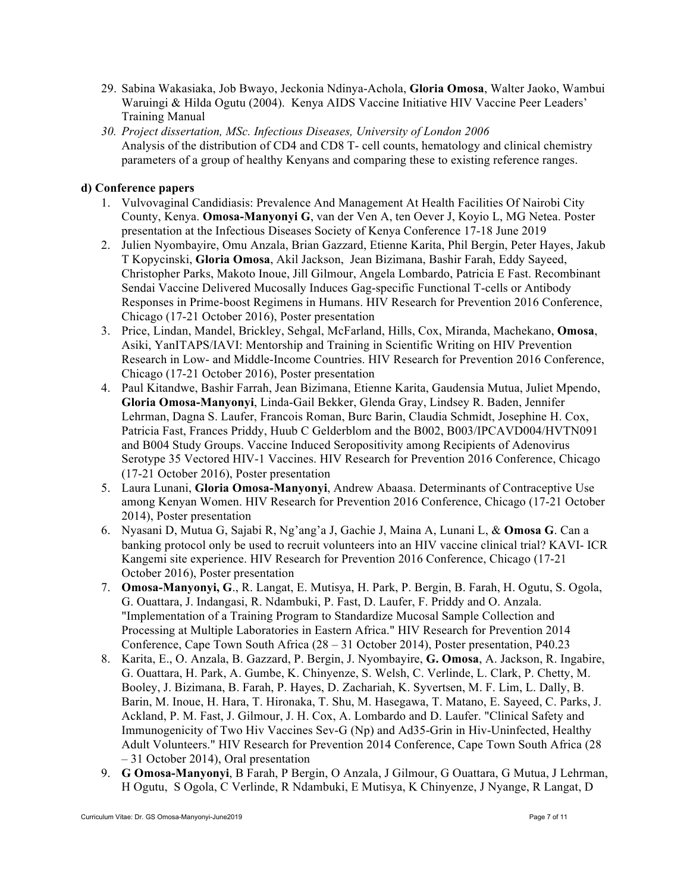29. Sabina Wakasiaka, Job Bwayo, Jeckonia Ndinya-Achola, **Gloria Omosa**, Walter Jaoko, Wambui Waruingi & Hilda Ogutu (2004). Kenya AIDS Vaccine Initiative HIV Vaccine Peer Leaders' Training Manual
30. *Project dissertation, MSc. Infectious Diseases, University of London 2006*
    Analysis of the distribution of CD4 and CD8 T- cell counts, hematology and clinical chemistry parameters of a group of healthy Kenyans and comparing these to existing reference ranges.

**d) Conference papers**

1. Vulvovaginal Candidiasis: Prevalence And Management At Health Facilities Of Nairobi City County, Kenya. **Omosa-Manyonyi G**, van der Ven A, ten Oever J, Koyio L, MG Netea. Poster presentation at the Infectious Diseases Society of Kenya Conference 17-18 June 2019
2. Julien Nyombayire, Omu Anzala, Brian Gazzard, Etienne Karita, Phil Bergin, Peter Hayes, Jakub T Kopycinski, **Gloria Omosa**, Akil Jackson, Jean Bizimana, Bashir Farah, Eddy Sayeed, Christopher Parks, Makoto Inoue, Jill Gilmour, Angela Lombardo, Patricia E Fast. Recombinant Sendai Vaccine Delivered Mucosally Induces Gag-specific Functional T-cells or Antibody Responses in Prime-boost Regimens in Humans. HIV Research for Prevention 2016 Conference, Chicago (17-21 October 2016), Poster presentation
3. Price, Lindan, Mandel, Brickley, Sehgal, McFarland, Hills, Cox, Miranda, Machekano, **Omosa**, Asiki, YanITAPS/IAVI: Mentorship and Training in Scientific Writing on HIV Prevention Research in Low- and Middle-Income Countries. HIV Research for Prevention 2016 Conference, Chicago (17-21 October 2016), Poster presentation
4. Paul Kitandwe, Bashir Farrah, Jean Bizimana, Etienne Karita, Gaudensia Mutua, Juliet Mpendo, **Gloria Omosa-Manyonyi**, Linda-Gail Bekker, Glenda Gray, Lindsey R. Baden, Jennifer Lehrman, Dagna S. Laufer, Francois Roman, Burc Barin, Claudia Schmidt, Josephine H. Cox, Patricia Fast, Frances Priddy, Huub C Gelderblom and the B002, B003/IPCAVD004/HVTN091 and B004 Study Groups. Vaccine Induced Seropositivity among Recipients of Adenovirus Serotype 35 Vectored HIV-1 Vaccines. HIV Research for Prevention 2016 Conference, Chicago (17-21 October 2016), Poster presentation
5. Laura Lunani, **Gloria Omosa-Manyonyi**, Andrew Abaasa. Determinants of Contraceptive Use among Kenyan Women. HIV Research for Prevention 2016 Conference, Chicago (17-21 October 2014), Poster presentation
6. Nyasani D, Mutua G, Sajabi R, Ng'ang'a J, Gachie J, Maina A, Lunani L, & **Omosa G**. Can a banking protocol only be used to recruit volunteers into an HIV vaccine clinical trial? KAVI- ICR Kangemi site experience. HIV Research for Prevention 2016 Conference, Chicago (17-21 October 2016), Poster presentation
7. **Omosa-Manyonyi, G**., R. Langat, E. Mutisya, H. Park, P. Bergin, B. Farah, H. Ogutu, S. Ogola, G. Ouattara, J. Indangasi, R. Ndambuki, P. Fast, D. Laufer, F. Priddy and O. Anzala. "Implementation of a Training Program to Standardize Mucosal Sample Collection and Processing at Multiple Laboratories in Eastern Africa." HIV Research for Prevention 2014 Conference, Cape Town South Africa (28 – 31 October 2014), Poster presentation, P40.23
8. Karita, E., O. Anzala, B. Gazzard, P. Bergin, J. Nyombayire, **G. Omosa**, A. Jackson, R. Ingabire, G. Ouattara, H. Park, A. Gumbe, K. Chinyenze, S. Welsh, C. Verlinde, L. Clark, P. Chetty, M. Booley, J. Bizimana, B. Farah, P. Hayes, D. Zachariah, K. Syvertsen, M. F. Lim, L. Dally, B. Barin, M. Inoue, H. Hara, T. Hironaka, T. Shu, M. Hasegawa, T. Matano, E. Sayeed, C. Parks, J. Ackland, P. M. Fast, J. Gilmour, J. H. Cox, A. Lombardo and D. Laufer. "Clinical Safety and Immunogenicity of Two Hiv Vaccines Sev-G (Np) and Ad35-Grin in Hiv-Uninfected, Healthy Adult Volunteers." HIV Research for Prevention 2014 Conference, Cape Town South Africa (28 – 31 October 2014), Oral presentation
9. **G Omosa-Manyonyi**, B Farah, P Bergin, O Anzala, J Gilmour, G Ouattara, G Mutua, J Lehrman, H Ogutu, S Ogola, C Verlinde, R Ndambuki, E Mutisya, K Chinyenze, J Nyange, R Langat, D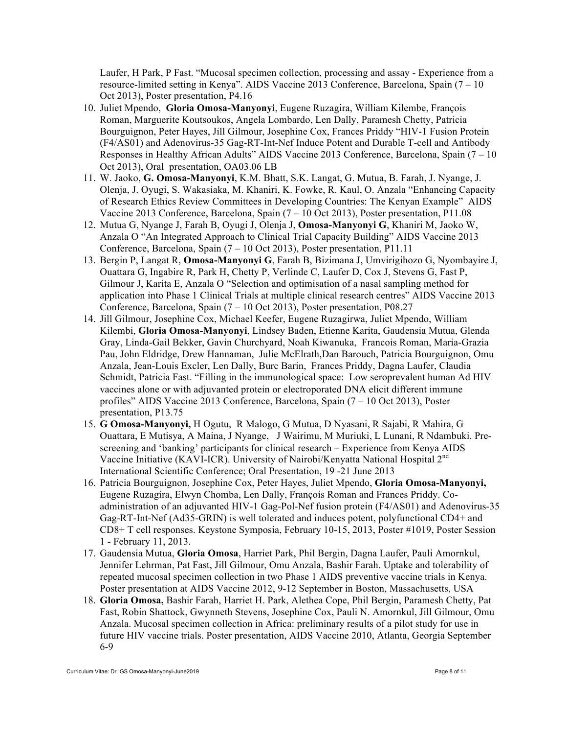Laufer, H Park, P Fast. "Mucosal specimen collection, processing and assay - Experience from a resource-limited setting in Kenya". AIDS Vaccine 2013 Conference, Barcelona, Spain (7 – 10 Oct 2013), Poster presentation, P4.16

10. Juliet Mpendo, **Gloria Omosa-Manyonyi**, Eugene Ruzagira, William Kilembe, François Roman, Marguerite Koutsoukos, Angela Lombardo, Len Dally, Paramesh Chetty, Patricia Bourguignon, Peter Hayes, Jill Gilmour, Josephine Cox, Frances Priddy "HIV-1 Fusion Protein (F4/AS01) and Adenovirus-35 Gag-RT-Int-Nef Induce Potent and Durable T-cell and Antibody Responses in Healthy African Adults" AIDS Vaccine 2013 Conference, Barcelona, Spain (7 – 10 Oct 2013), Oral presentation, OA03.06 LB
11. W. Jaoko, **G. Omosa-Manyonyi**, K.M. Bhatt, S.K. Langat, G. Mutua, B. Farah, J. Nyange, J. Olenja, J. Oyugi, S. Wakasiaka, M. Khaniri, K. Fowke, R. Kaul, O. Anzala "Enhancing Capacity of Research Ethics Review Committees in Developing Countries: The Kenyan Example" AIDS Vaccine 2013 Conference, Barcelona, Spain (7 – 10 Oct 2013), Poster presentation, P11.08
12. Mutua G, Nyange J, Farah B, Oyugi J, Olenja J, **Omosa-Manyonyi G**, Khaniri M, Jaoko W, Anzala O "An Integrated Approach to Clinical Trial Capacity Building" AIDS Vaccine 2013 Conference, Barcelona, Spain (7 – 10 Oct 2013), Poster presentation, P11.11
13. Bergin P, Langat R, **Omosa-Manyonyi G**, Farah B, Bizimana J, Umvirigihozo G, Nyombayire J, Ouattara G, Ingabire R, Park H, Chetty P, Verlinde C, Laufer D, Cox J, Stevens G, Fast P, Gilmour J, Karita E, Anzala O "Selection and optimisation of a nasal sampling method for application into Phase 1 Clinical Trials at multiple clinical research centres" AIDS Vaccine 2013 Conference, Barcelona, Spain (7 – 10 Oct 2013), Poster presentation, P08.27
14. Jill Gilmour, Josephine Cox, Michael Keefer, Eugene Ruzagirwa, Juliet Mpendo, William Kilembi, **Gloria Omosa-Manyonyi**, Lindsey Baden, Etienne Karita, Gaudensia Mutua, Glenda Gray, Linda-Gail Bekker, Gavin Churchyard, Noah Kiwanuka, Francois Roman, Maria-Grazia Pau, John Eldridge, Drew Hannaman, Julie McElrath,Dan Barouch, Patricia Bourguignon, Omu Anzala, Jean-Louis Excler, Len Dally, Burc Barin, Frances Priddy, Dagna Laufer, Claudia Schmidt, Patricia Fast. "Filling in the immunological space: Low seroprevalent human Ad HIV vaccines alone or with adjuvanted protein or electroporated DNA elicit different immune profiles" AIDS Vaccine 2013 Conference, Barcelona, Spain (7 – 10 Oct 2013), Poster presentation, P13.75
15. **G Omosa-Manyonyi,** H Ogutu, R Malogo, G Mutua, D Nyasani, R Sajabi, R Mahira, G Ouattara, E Mutisya, A Maina, J Nyange, J Wairimu, M Muriuki, L Lunani, R Ndambuki. Pre-screening and 'banking' participants for clinical research – Experience from Kenya AIDS Vaccine Initiative (KAVI-ICR). University of Nairobi/Kenyatta National Hospital 2nd International Scientific Conference; Oral Presentation, 19 -21 June 2013
16. Patricia Bourguignon, Josephine Cox, Peter Hayes, Juliet Mpendo, **Gloria Omosa-Manyonyi,** Eugene Ruzagira, Elwyn Chomba, Len Dally, François Roman and Frances Priddy. Co-administration of an adjuvanted HIV-1 Gag-Pol-Nef fusion protein (F4/AS01) and Adenovirus-35 Gag-RT-Int-Nef (Ad35-GRIN) is well tolerated and induces potent, polyfunctional CD4+ and CD8+ T cell responses. Keystone Symposia, February 10-15, 2013, Poster #1019, Poster Session 1 - February 11, 2013.
17. Gaudensia Mutua, **Gloria Omosa**, Harriet Park, Phil Bergin, Dagna Laufer, Pauli Amornkul, Jennifer Lehrman, Pat Fast, Jill Gilmour, Omu Anzala, Bashir Farah. Uptake and tolerability of repeated mucosal specimen collection in two Phase 1 AIDS preventive vaccine trials in Kenya. Poster presentation at AIDS Vaccine 2012, 9-12 September in Boston, Massachusetts, USA
18. **Gloria Omosa,** Bashir Farah, Harriet H. Park, Alethea Cope, Phil Bergin, Paramesh Chetty, Pat Fast, Robin Shattock, Gwynneth Stevens, Josephine Cox, Pauli N. Amornkul, Jill Gilmour, Omu Anzala. Mucosal specimen collection in Africa: preliminary results of a pilot study for use in future HIV vaccine trials. Poster presentation, AIDS Vaccine 2010, Atlanta, Georgia September 6-9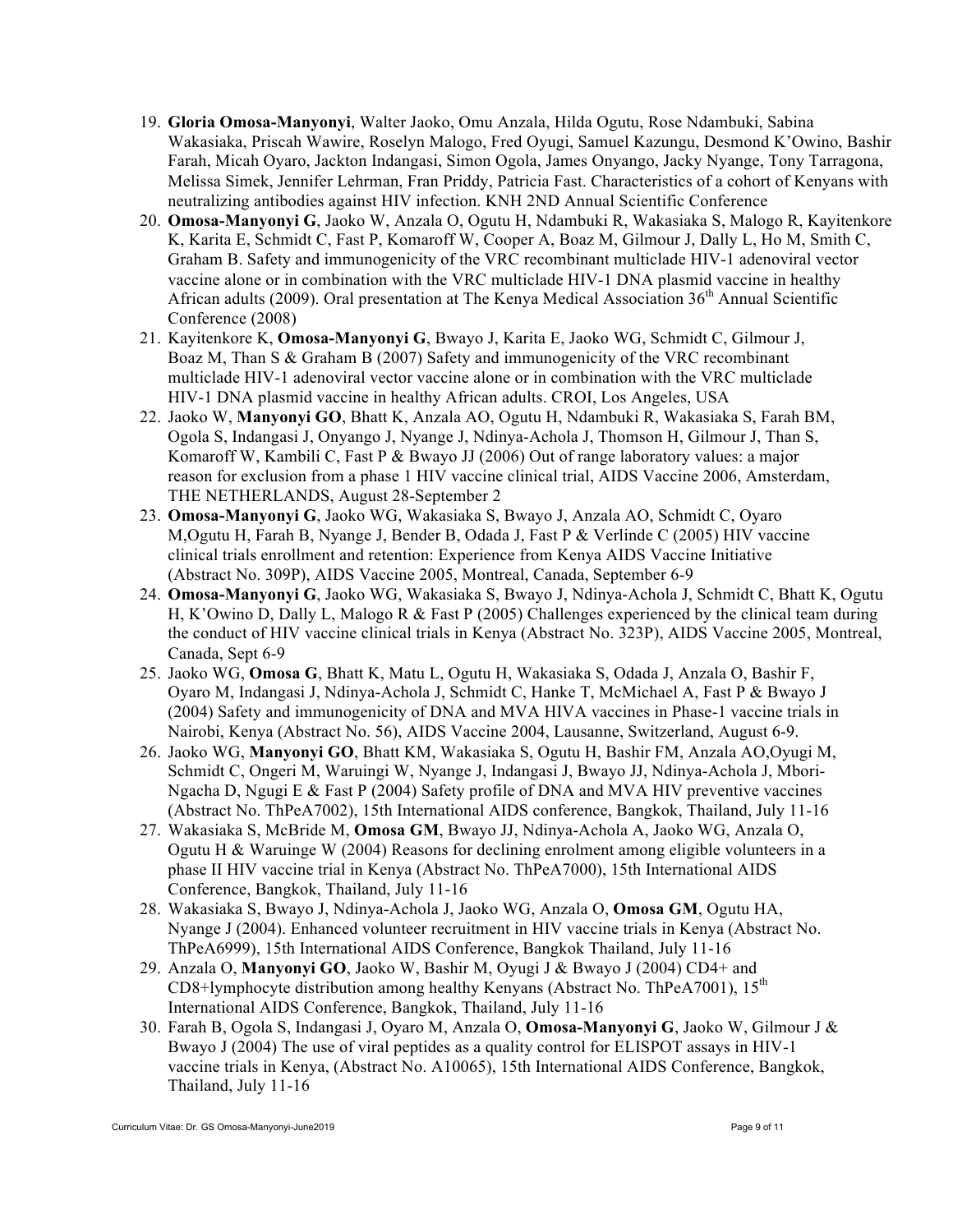19. **Gloria Omosa-Manyonyi**, Walter Jaoko, Omu Anzala, Hilda Ogutu, Rose Ndambuki, Sabina Wakasiaka, Priscah Wawire, Roselyn Malogo, Fred Oyugi, Samuel Kazungu, Desmond K'Owino, Bashir Farah, Micah Oyaro, Jackton Indangasi, Simon Ogola, James Onyango, Jacky Nyange, Tony Tarragona, Melissa Simek, Jennifer Lehrman, Fran Priddy, Patricia Fast. Characteristics of a cohort of Kenyans with neutralizing antibodies against HIV infection. KNH 2ND Annual Scientific Conference
20. **Omosa-Manyonyi G**, Jaoko W, Anzala O, Ogutu H, Ndambuki R, Wakasiaka S, Malogo R, Kayitenkore K, Karita E, Schmidt C, Fast P, Komaroff W, Cooper A, Boaz M, Gilmour J, Dally L, Ho M, Smith C, Graham B. Safety and immunogenicity of the VRC recombinant multiclade HIV-1 adenoviral vector vaccine alone or in combination with the VRC multiclade HIV-1 DNA plasmid vaccine in healthy African adults (2009). Oral presentation at The Kenya Medical Association 36th Annual Scientific Conference (2008)
21. Kayitenkore K, **Omosa-Manyonyi G**, Bwayo J, Karita E, Jaoko WG, Schmidt C, Gilmour J, Boaz M, Than S & Graham B (2007) Safety and immunogenicity of the VRC recombinant multiclade HIV-1 adenoviral vector vaccine alone or in combination with the VRC multiclade HIV-1 DNA plasmid vaccine in healthy African adults. CROI, Los Angeles, USA
22. Jaoko W, **Manyonyi GO**, Bhatt K, Anzala AO, Ogutu H, Ndambuki R, Wakasiaka S, Farah BM, Ogola S, Indangasi J, Onyango J, Nyange J, Ndinya-Achola J, Thomson H, Gilmour J, Than S, Komaroff W, Kambili C, Fast P & Bwayo JJ (2006) Out of range laboratory values: a major reason for exclusion from a phase 1 HIV vaccine clinical trial, AIDS Vaccine 2006, Amsterdam, THE NETHERLANDS, August 28-September 2
23. **Omosa-Manyonyi G**, Jaoko WG, Wakasiaka S, Bwayo J, Anzala AO, Schmidt C, Oyaro M,Ogutu H, Farah B, Nyange J, Bender B, Odada J, Fast P & Verlinde C (2005) HIV vaccine clinical trials enrollment and retention: Experience from Kenya AIDS Vaccine Initiative (Abstract No. 309P), AIDS Vaccine 2005, Montreal, Canada, September 6-9
24. **Omosa-Manyonyi G**, Jaoko WG, Wakasiaka S, Bwayo J, Ndinya-Achola J, Schmidt C, Bhatt K, Ogutu H, K'Owino D, Dally L, Malogo R & Fast P (2005) Challenges experienced by the clinical team during the conduct of HIV vaccine clinical trials in Kenya (Abstract No. 323P), AIDS Vaccine 2005, Montreal, Canada, Sept 6-9
25. Jaoko WG, **Omosa G**, Bhatt K, Matu L, Ogutu H, Wakasiaka S, Odada J, Anzala O, Bashir F, Oyaro M, Indangasi J, Ndinya-Achola J, Schmidt C, Hanke T, McMichael A, Fast P & Bwayo J (2004) Safety and immunogenicity of DNA and MVA HIVA vaccines in Phase-1 vaccine trials in Nairobi, Kenya (Abstract No. 56), AIDS Vaccine 2004, Lausanne, Switzerland, August 6-9.
26. Jaoko WG, **Manyonyi GO**, Bhatt KM, Wakasiaka S, Ogutu H, Bashir FM, Anzala AO,Oyugi M, Schmidt C, Ongeri M, Waruingi W, Nyange J, Indangasi J, Bwayo JJ, Ndinya-Achola J, Mbori-Ngacha D, Ngugi E & Fast P (2004) Safety profile of DNA and MVA HIV preventive vaccines (Abstract No. ThPeA7002), 15th International AIDS conference, Bangkok, Thailand, July 11-16
27. Wakasiaka S, McBride M, **Omosa GM**, Bwayo JJ, Ndinya-Achola A, Jaoko WG, Anzala O, Ogutu H & Waruinge W (2004) Reasons for declining enrolment among eligible volunteers in a phase II HIV vaccine trial in Kenya (Abstract No. ThPeA7000), 15th International AIDS Conference, Bangkok, Thailand, July 11-16
28. Wakasiaka S, Bwayo J, Ndinya-Achola J, Jaoko WG, Anzala O, **Omosa GM**, Ogutu HA, Nyange J (2004). Enhanced volunteer recruitment in HIV vaccine trials in Kenya (Abstract No. ThPeA6999), 15th International AIDS Conference, Bangkok Thailand, July 11-16
29. Anzala O, **Manyonyi GO**, Jaoko W, Bashir M, Oyugi J & Bwayo J (2004) CD4+ and CD8+lymphocyte distribution among healthy Kenyans (Abstract No. ThPeA7001), 15th International AIDS Conference, Bangkok, Thailand, July 11-16
30. Farah B, Ogola S, Indangasi J, Oyaro M, Anzala O, **Omosa-Manyonyi G**, Jaoko W, Gilmour J & Bwayo J (2004) The use of viral peptides as a quality control for ELISPOT assays in HIV-1 vaccine trials in Kenya, (Abstract No. A10065), 15th International AIDS Conference, Bangkok, Thailand, July 11-16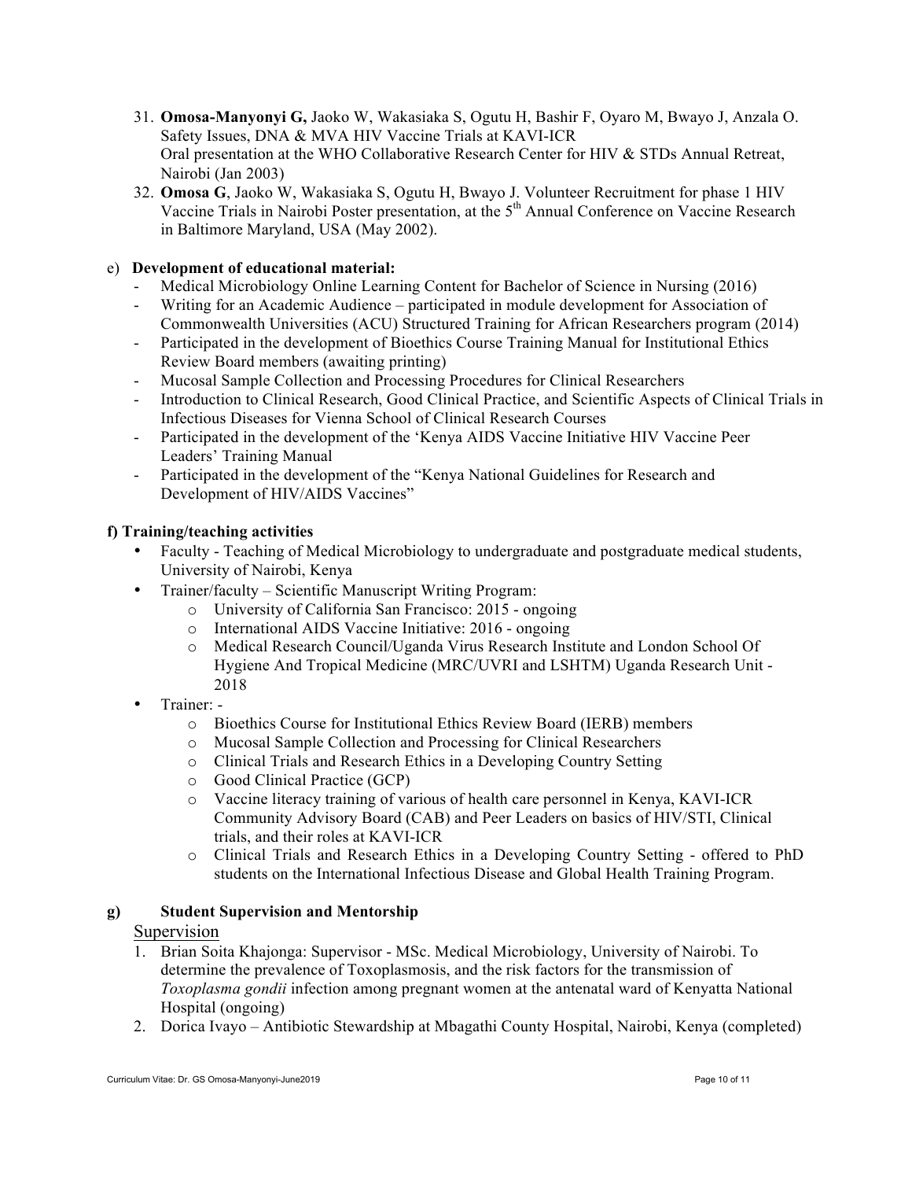31. **Omosa-Manyonyi G,** Jaoko W, Wakasiaka S, Ogutu H, Bashir F, Oyaro M, Bwayo J, Anzala O. Safety Issues, DNA & MVA HIV Vaccine Trials at KAVI-ICR
    Oral presentation at the WHO Collaborative Research Center for HIV & STDs Annual Retreat, Nairobi (Jan 2003)
32. **Omosa G**, Jaoko W, Wakasiaka S, Ogutu H, Bwayo J. Volunteer Recruitment for phase 1 HIV Vaccine Trials in Nairobi Poster presentation, at the 5th Annual Conference on Vaccine Research in Baltimore Maryland, USA (May 2002).

e) **Development of educational material:**

- Medical Microbiology Online Learning Content for Bachelor of Science in Nursing (2016)
- Writing for an Academic Audience – participated in module development for Association of Commonwealth Universities (ACU) Structured Training for African Researchers program (2014)
- Participated in the development of Bioethics Course Training Manual for Institutional Ethics Review Board members (awaiting printing)
- Mucosal Sample Collection and Processing Procedures for Clinical Researchers
- Introduction to Clinical Research, Good Clinical Practice, and Scientific Aspects of Clinical Trials in Infectious Diseases for Vienna School of Clinical Research Courses
- Participated in the development of the 'Kenya AIDS Vaccine Initiative HIV Vaccine Peer Leaders' Training Manual
- Participated in the development of the "Kenya National Guidelines for Research and Development of HIV/AIDS Vaccines"

**f) Training/teaching activities**

- Faculty - Teaching of Medical Microbiology to undergraduate and postgraduate medical students, University of Nairobi, Kenya
- Trainer/faculty – Scientific Manuscript Writing Program:
  - University of California San Francisco: 2015 - ongoing
  - International AIDS Vaccine Initiative: 2016 - ongoing
  - Medical Research Council/Uganda Virus Research Institute and London School Of Hygiene And Tropical Medicine (MRC/UVRI and LSHTM) Uganda Research Unit - 2018
- Trainer: -
  - Bioethics Course for Institutional Ethics Review Board (IERB) members
  - Mucosal Sample Collection and Processing for Clinical Researchers
  - Clinical Trials and Research Ethics in a Developing Country Setting
  - Good Clinical Practice (GCP)
  - Vaccine literacy training of various of health care personnel in Kenya, KAVI-ICR Community Advisory Board (CAB) and Peer Leaders on basics of HIV/STI, Clinical trials, and their roles at KAVI-ICR
  - Clinical Trials and Research Ethics in a Developing Country Setting - offered to PhD students on the International Infectious Disease and Global Health Training Program.

**g) Student Supervision and Mentorship**

Supervision

1. Brian Soita Khajonga: Supervisor - MSc. Medical Microbiology, University of Nairobi. To determine the prevalence of Toxoplasmosis, and the risk factors for the transmission of *Toxoplasma gondii* infection among pregnant women at the antenatal ward of Kenyatta National Hospital (ongoing)
2. Dorica Ivayo – Antibiotic Stewardship at Mbagathi County Hospital, Nairobi, Kenya (completed)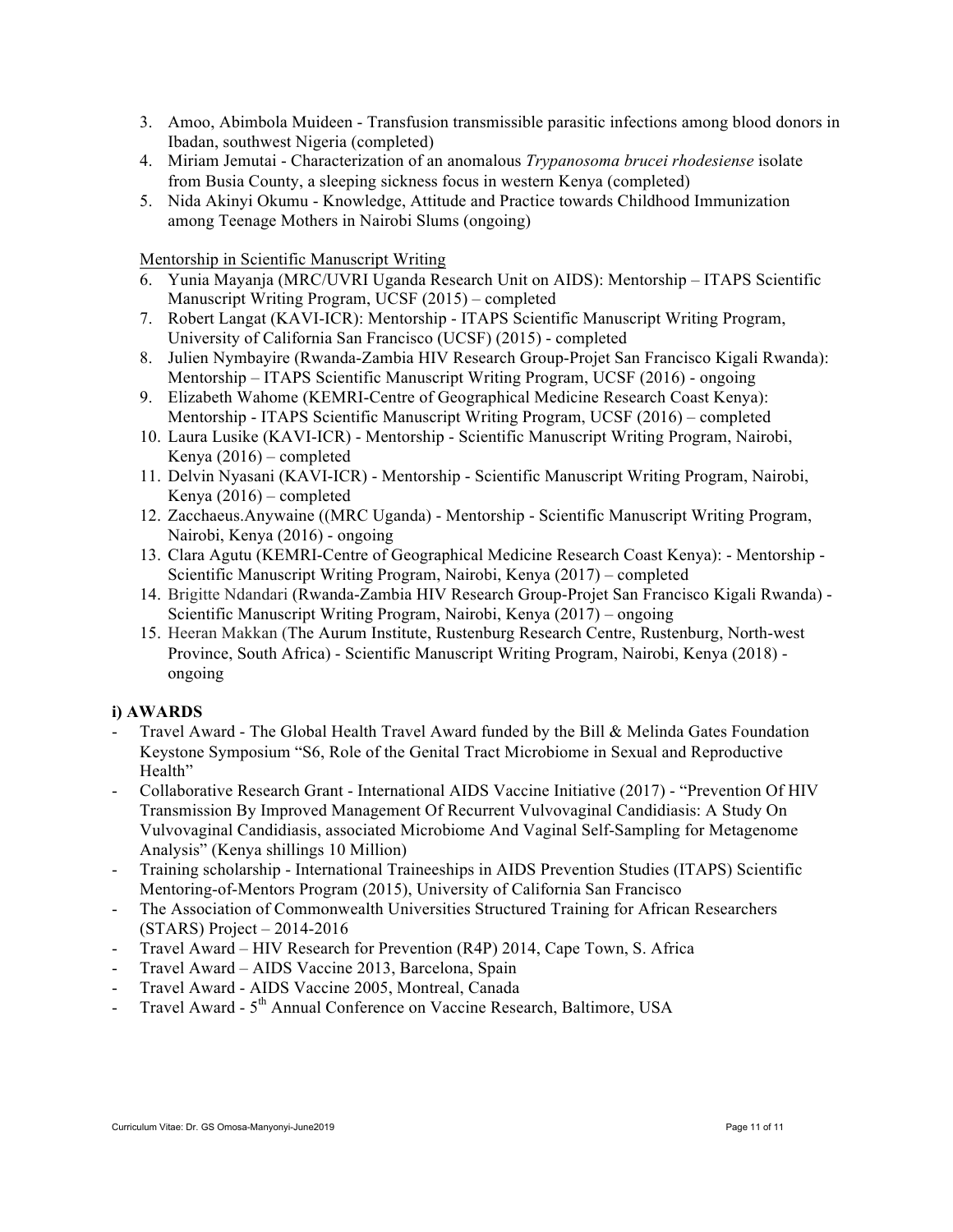3. Amoo, Abimbola Muideen - Transfusion transmissible parasitic infections among blood donors in Ibadan, southwest Nigeria (completed)
4. Miriam Jemutai - Characterization of an anomalous *Trypanosoma brucei rhodesiense* isolate from Busia County, a sleeping sickness focus in western Kenya (completed)
5. Nida Akinyi Okumu - Knowledge, Attitude and Practice towards Childhood Immunization among Teenage Mothers in Nairobi Slums (ongoing)

Mentorship in Scientific Manuscript Writing

6. Yunia Mayanja (MRC/UVRI Uganda Research Unit on AIDS): Mentorship – ITAPS Scientific Manuscript Writing Program, UCSF (2015) – completed
7. Robert Langat (KAVI-ICR): Mentorship - ITAPS Scientific Manuscript Writing Program, University of California San Francisco (UCSF) (2015) - completed
8. Julien Nymbayire (Rwanda-Zambia HIV Research Group-Projet San Francisco Kigali Rwanda): Mentorship – ITAPS Scientific Manuscript Writing Program, UCSF (2016) - ongoing
9. Elizabeth Wahome (KEMRI-Centre of Geographical Medicine Research Coast Kenya): Mentorship - ITAPS Scientific Manuscript Writing Program, UCSF (2016) – completed
10. Laura Lusike (KAVI-ICR) - Mentorship - Scientific Manuscript Writing Program, Nairobi, Kenya (2016) – completed
11. Delvin Nyasani (KAVI-ICR) - Mentorship - Scientific Manuscript Writing Program, Nairobi, Kenya (2016) – completed
12. Zacchaeus.Anywaine ((MRC Uganda) - Mentorship - Scientific Manuscript Writing Program, Nairobi, Kenya (2016) - ongoing
13. Clara Agutu (KEMRI-Centre of Geographical Medicine Research Coast Kenya): - Mentorship - Scientific Manuscript Writing Program, Nairobi, Kenya (2017) – completed
14. Brigitte Ndandari (Rwanda-Zambia HIV Research Group-Projet San Francisco Kigali Rwanda) - Scientific Manuscript Writing Program, Nairobi, Kenya (2017) – ongoing
15. Heeran Makkan (The Aurum Institute, Rustenburg Research Centre, Rustenburg, North-west Province, South Africa) - Scientific Manuscript Writing Program, Nairobi, Kenya (2018) - ongoing

**i) AWARDS**

- Travel Award - The Global Health Travel Award funded by the Bill & Melinda Gates Foundation Keystone Symposium "S6, Role of the Genital Tract Microbiome in Sexual and Reproductive Health"
- Collaborative Research Grant - International AIDS Vaccine Initiative (2017) - "Prevention Of HIV Transmission By Improved Management Of Recurrent Vulvovaginal Candidiasis: A Study On Vulvovaginal Candidiasis, associated Microbiome And Vaginal Self-Sampling for Metagenome Analysis" (Kenya shillings 10 Million)
- Training scholarship - International Traineeships in AIDS Prevention Studies (ITAPS) Scientific Mentoring-of-Mentors Program (2015), University of California San Francisco
- The Association of Commonwealth Universities Structured Training for African Researchers (STARS) Project – 2014-2016
- Travel Award – HIV Research for Prevention (R4P) 2014, Cape Town, S. Africa
- Travel Award – AIDS Vaccine 2013, Barcelona, Spain
- Travel Award - AIDS Vaccine 2005, Montreal, Canada
- Travel Award - 5th Annual Conference on Vaccine Research, Baltimore, USA